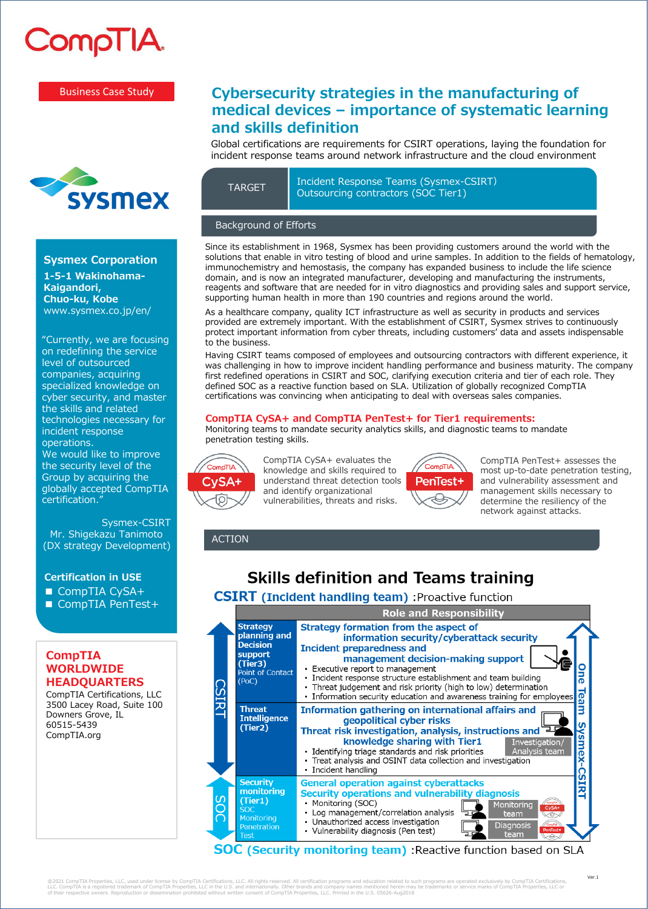CompTIA

Business Case Study

# Cybersecurity strategies in the manufacturing of medical devices – importance of systematic learning and skills definition

Global certifications are requirements for CSIRT operations, laying the foundation for incident response teams around network infrastructure and the cloud environment

| TARGET | Incident Response Teams (Sysmex-CSIRT) Outsourcing contractors (SOC Tier1) |
|---|---|

sysmex

## Sysmex Corporation

**1-5-1 Wakinohama-Kaigandori, Chuo-ku, Kobe**
www.sysmex.co.jp/en/

"Currently, we are focusing on redefining the service level of outsourced companies, acquiring specialized knowledge on cyber security, and master the skills and related technologies necessary for incident response operations.
We would like to improve the security level of the Group by acquiring the globally accepted CompTIA certification."

Sysmex-CSIRT
Mr. Shigekazu Tanimoto
(DX strategy Development)

**Certification in USE**

- CompTIA CySA+
- CompTIA PenTest+

**CompTIA WORLDWIDE HEADQUARTERS**
CompTIA Certifications, LLC
3500 Lacey Road, Suite 100
Downers Grove, IL
60515-5439
CompTIA.org

## Background of Efforts

Since its establishment in 1968, Sysmex has been providing customers around the world with the solutions that enable in vitro testing of blood and urine samples. In addition to the fields of hematology, immunochemistry and hemostasis, the company has expanded business to include the life science domain, and is now an integrated manufacturer, developing and manufacturing the instruments, reagents and software that are needed for in vitro diagnostics and providing sales and support service, supporting human health in more than 190 countries and regions around the world.

As a healthcare company, quality ICT infrastructure as well as security in products and services provided are extremely important. With the establishment of CSIRT, Sysmex strives to continuously protect important information from cyber threats, including customers' data and assets indispensable to the business.

Having CSIRT teams composed of employees and outsourcing contractors with different experience, it was challenging in how to improve incident handling performance and business maturity. The company first redefined operations in CSIRT and SOC, clarifying execution criteria and tier of each role. They defined SOC as a reactive function based on SLA. Utilization of globally recognized CompTIA certifications was convincing when anticipating to deal with overseas sales companies.

### CompTIA CySA+ and CompTIA PenTest+ for Tier1 requirements:

Monitoring teams to mandate security analytics skills, and diagnostic teams to mandate penetration testing skills.

CompTIA CySA+ evaluates the knowledge and skills required to understand threat detection tools and identify organizational vulnerabilities, threats and risks.

CompTIA PenTest+ assesses the most up-to-date penetration testing, and vulnerability assessment and management skills necessary to determine the resiliency of the network against attacks.

## ACTION

### Skills definition and Teams training

**CSIRT (Incident handling team)** :Proactive function

| | Tier | Role and Responsibility |
|---|---|---|
| CSIRT | Strategy planning and Decision support (Tier3) Point of Contact (PoC) | **Strategy formation from the aspect of information security/cyberattack security**<br>**Incident preparedness and management decision-making support**<br>• Executive report to management<br>• Incident response structure establishment and team building<br>• Threat judgement and risk priority (high to low) determination<br>• Information security education and awareness training for employees |
| CSIRT | Threat Intelligence (Tier2) | **Information gathering on international affairs and geopolitical cyber risks**<br>**Threat risk investigation, analysis, instructions and knowledge sharing with Tier1** (Investigation/Analysis team)<br>• Identifying triage standards and risk priorities<br>• Treat analysis and OSINT data collection and investigation<br>• Incident handling |
| SOC | Security monitoring (Tier1) SOC Monitoring Penetration Test | **General operation against cyberattacks**<br>**Security operations and vulnerability diagnosis**<br>• Monitoring (SOC)<br>• Log management/correlation analysis<br>• Unauthorized access investigation<br>• Vulnerability diagnosis (Pen test)<br>Monitoring team (CySA+)<br>Diagnosis team (PenTest+) |

One Team Sysmex-CSIRT

**SOC (Security monitoring team)** :Reactive function based on SLA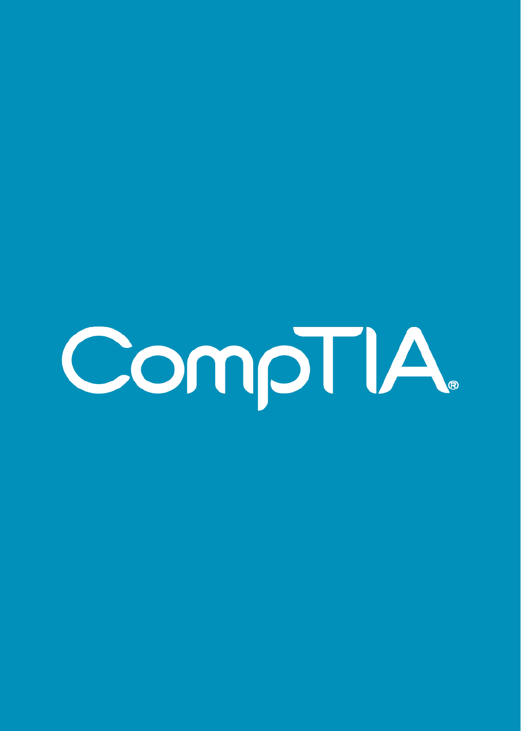CompTIA®